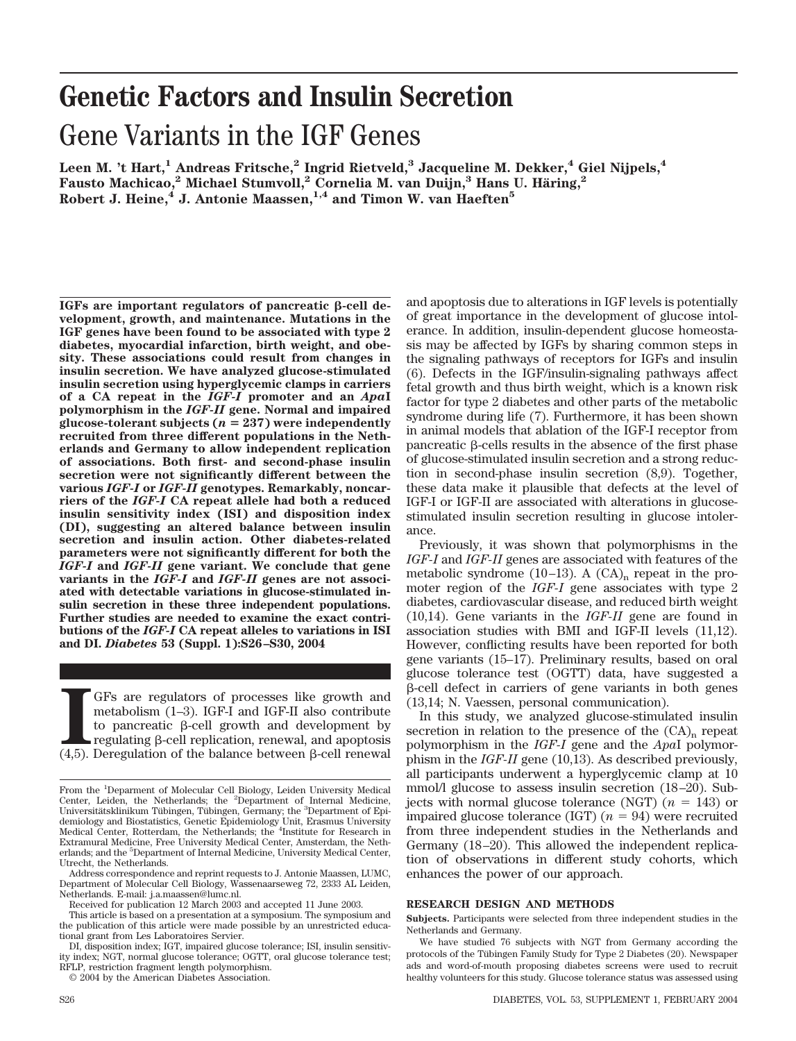# Genetic Factors and Insulin Secretion

## Gene Variants in the IGF Genes

**Leen M. 't Hart,[1] Andreas Fritsche,[2] Ingrid Rietveld,[3] Jacqueline M. Dekker,[4] Giel Nijpels,[4] Fausto Machicao,[2] Michael Stumvoll,[2] Cornelia M. van Duijn,[3] Hans U. Häring,[2] Robert J. Heine,[4] J. Antonie Maassen,[1,4] and Timon W. van Haeften[5]**

**IGFs are important regulators of pancreatic β-cell development, growth, and maintenance. Mutations in the IGF genes have been found to be associated with type 2 diabetes, myocardial infarction, birth weight, and obesity. These associations could result from changes in insulin secretion. We have analyzed glucose-stimulated insulin secretion using hyperglycemic clamps in carriers of a CA repeat in the *IGF-I* promoter and an *Apa*I polymorphism in the *IGF-II* gene. Normal and impaired glucose-tolerant subjects ($n = 237$) were independently recruited from three different populations in the Netherlands and Germany to allow independent replication of associations. Both first- and second-phase insulin secretion were not significantly different between the various *IGF-I* or *IGF-II* genotypes. Remarkably, noncarriers of the *IGF-I* CA repeat allele had both a reduced insulin sensitivity index (ISI) and disposition index (DI), suggesting an altered balance between insulin secretion and insulin action. Other diabetes-related parameters were not significantly different for both the *IGF-I* and *IGF-II* gene variant. We conclude that gene variants in the *IGF-I* and *IGF-II* genes are not associated with detectable variations in glucose-stimulated insulin secretion in these three independent populations. Further studies are needed to examine the exact contributions of the *IGF-I* CA repeat alleles to variations in ISI and DI. *Diabetes* 53 (Suppl. 1):S26–S30, 2004**

IGFs are regulators of processes like growth and metabolism (1–3). IGF-I and IGF-II also contribute to pancreatic β-cell growth and development by regulating β-cell replication, renewal, and apoptosis (4,5). Deregulation of the balance between β-cell renewal and apoptosis due to alterations in IGF levels is potentially of great importance in the development of glucose intolerance. In addition, insulin-dependent glucose homeostasis may be affected by IGFs by sharing common steps in the signaling pathways of receptors for IGFs and insulin (6). Defects in the IGF/insulin-signaling pathways affect fetal growth and thus birth weight, which is a known risk factor for type 2 diabetes and other parts of the metabolic syndrome during life (7). Furthermore, it has been shown in animal models that ablation of the IGF-I receptor from pancreatic β-cells results in the absence of the first phase of glucose-stimulated insulin secretion and a strong reduction in second-phase insulin secretion (8,9). Together, these data make it plausible that defects at the level of IGF-I or IGF-II are associated with alterations in glucose-stimulated insulin secretion resulting in glucose intolerance.

Previously, it was shown that polymorphisms in the *IGF-I* and *IGF-II* genes are associated with features of the metabolic syndrome (10–13). A $(CA)_n$ repeat in the promoter region of the *IGF-I* gene associates with type 2 diabetes, cardiovascular disease, and reduced birth weight (10,14). Gene variants in the *IGF-II* gene are found in association studies with BMI and IGF-II levels (11,12). However, conflicting results have been reported for both gene variants (15–17). Preliminary results, based on oral glucose tolerance test (OGTT) data, have suggested a β-cell defect in carriers of gene variants in both genes (13,14; N. Vaessen, personal communication).

In this study, we analyzed glucose-stimulated insulin secretion in relation to the presence of the $(CA)_n$ repeat polymorphism in the *IGF-I* gene and the *Apa*I polymorphism in the *IGF-II* gene (10,13). As described previously, all participants underwent a hyperglycemic clamp at 10 mmol/l glucose to assess insulin secretion (18–20). Subjects with normal glucose tolerance (NGT) ($n = 143$) or impaired glucose tolerance (IGT) ($n = 94$) were recruited from three independent studies in the Netherlands and Germany (18–20). This allowed the independent replication of observations in different study cohorts, which enhances the power of our approach.

### RESEARCH DESIGN AND METHODS

**Subjects.** Participants were selected from three independent studies in the Netherlands and Germany.

We have studied 76 subjects with NGT from Germany according the protocols of the Tübingen Family Study for Type 2 Diabetes (20). Newspaper ads and word-of-mouth proposing diabetes screens were used to recruit healthy volunteers for this study. Glucose tolerance status was assessed using

---

From the [1]Deparment of Molecular Cell Biology, Leiden University Medical Center, Leiden, the Netherlands; the [2]Department of Internal Medicine, Universitätsklinikum Tübingen, Tübingen, Germany; the [3]Department of Epidemiology and Biostatistics, Genetic Epidemiology Unit, Erasmus University Medical Center, Rotterdam, the Netherlands; the [4]Institute for Research in Extramural Medicine, Free University Medical Center, Amsterdam, the Netherlands; and the [5]Department of Internal Medicine, University Medical Center, Utrecht, the Netherlands.

Address correspondence and reprint requests to J. Antonie Maassen, LUMC, Department of Molecular Cell Biology, Wassenaarseweg 72, 2333 AL Leiden, Netherlands. E-mail: j.a.maassen@lumc.nl.

Received for publication 12 March 2003 and accepted 11 June 2003.

This article is based on a presentation at a symposium. The symposium and the publication of this article were made possible by an unrestricted educational grant from Les Laboratoires Servier.

DI, disposition index; IGT, impaired glucose tolerance; ISI, insulin sensitivity index; NGT, normal glucose tolerance; OGTT, oral glucose tolerance test; RFLP, restriction fragment length polymorphism.

© 2004 by the American Diabetes Association.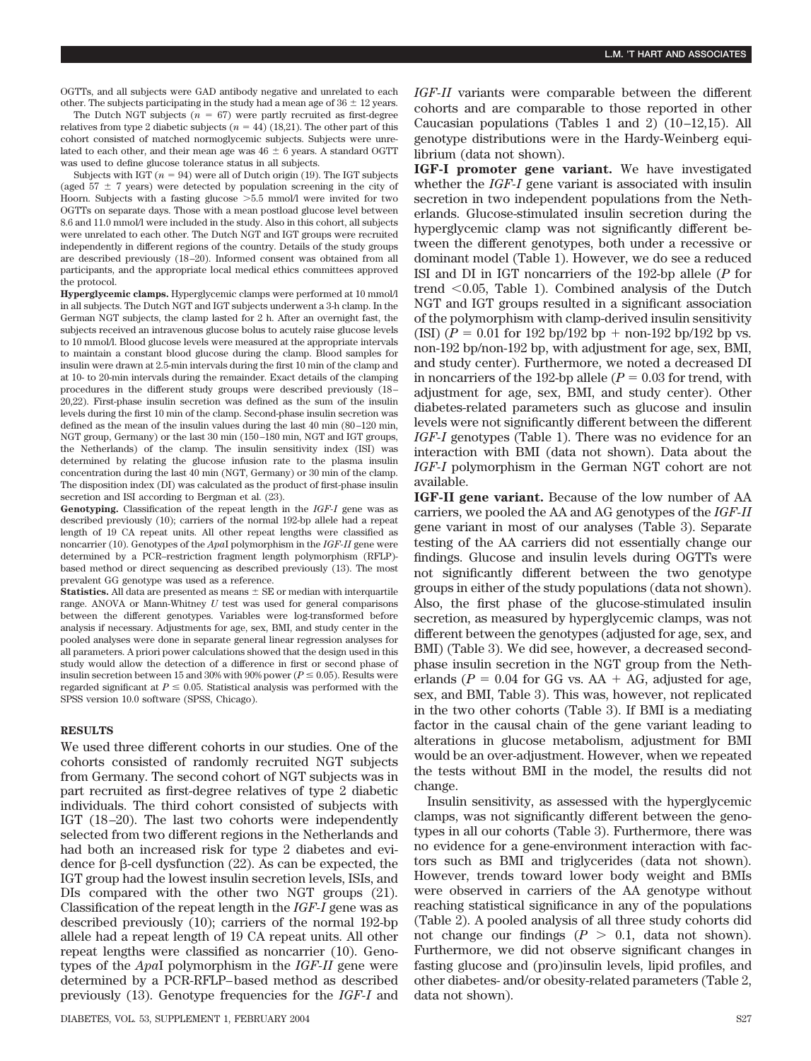OGTTs, and all subjects were GAD antibody negative and unrelated to each other. The subjects participating in the study had a mean age of 36 ± 12 years.

The Dutch NGT subjects ($n = 67$) were partly recruited as first-degree relatives from type 2 diabetic subjects ($n = 44$) (18,21). The other part of this cohort consisted of matched normoglycemic subjects. Subjects were unrelated to each other, and their mean age was 46 ± 6 years. A standard OGTT was used to define glucose tolerance status in all subjects.

Subjects with IGT ($n = 94$) were all of Dutch origin (19). The IGT subjects (aged 57 ± 7 years) were detected by population screening in the city of Hoorn. Subjects with a fasting glucose >5.5 mmol/l were invited for two OGTTs on separate days. Those with a mean postload glucose level between 8.6 and 11.0 mmol/l were included in the study. Also in this cohort, all subjects were unrelated to each other. The Dutch NGT and IGT groups were recruited independently in different regions of the country. Details of the study groups are described previously (18–20). Informed consent was obtained from all participants, and the appropriate local medical ethics committees approved the protocol.

**Hyperglycemic clamps.** Hyperglycemic clamps were performed at 10 mmol/l in all subjects. The Dutch NGT and IGT subjects underwent a 3-h clamp. In the German NGT subjects, the clamp lasted for 2 h. After an overnight fast, the subjects received an intravenous glucose bolus to acutely raise glucose levels to 10 mmol/l. Blood glucose levels were measured at the appropriate intervals to maintain a constant blood glucose during the clamp. Blood samples for insulin were drawn at 2.5-min intervals during the first 10 min of the clamp and at 10- to 20-min intervals during the remainder. Exact details of the clamping procedures in the different study groups were described previously (18–20,22). First-phase insulin secretion was defined as the sum of the insulin levels during the first 10 min of the clamp. Second-phase insulin secretion was defined as the mean of the insulin values during the last 40 min (80–120 min, NGT group, Germany) or the last 30 min (150–180 min, NGT and IGT groups, the Netherlands) of the clamp. The insulin sensitivity index (ISI) was determined by relating the glucose infusion rate to the plasma insulin concentration during the last 40 min (NGT, Germany) or 30 min of the clamp. The disposition index (DI) was calculated as the product of first-phase insulin secretion and ISI according to Bergman et al. (23).

**Genotyping.** Classification of the repeat length in the *IGF-I* gene was as described previously (10); carriers of the normal 192-bp allele had a repeat length of 19 CA repeat units. All other repeat lengths were classified as noncarrier (10). Genotypes of the *Apa*I polymorphism in the *IGF-II* gene were determined by a PCR–restriction fragment length polymorphism (RFLP)-based method or direct sequencing as described previously (13). The most prevalent GG genotype was used as a reference.

**Statistics.** All data are presented as means ± SE or median with interquartile range. ANOVA or Mann-Whitney $U$ test was used for general comparisons between the different genotypes. Variables were log-transformed before analysis if necessary. Adjustments for age, sex, BMI, and study center in the pooled analyses were done in separate general linear regression analyses for all parameters. A priori power calculations showed that the design used in this study would allow the detection of a difference in first or second phase of insulin secretion between 15 and 30% with 90% power ($P \leq 0.05$). Results were regarded significant at $P \leq 0.05$. Statistical analysis was performed with the SPSS version 10.0 software (SPSS, Chicago).

## RESULTS

We used three different cohorts in our studies. One of the cohorts consisted of randomly recruited NGT subjects from Germany. The second cohort of NGT subjects was in part recruited as first-degree relatives of type 2 diabetic individuals. The third cohort consisted of subjects with IGT (18–20). The last two cohorts were independently selected from two different regions in the Netherlands and had both an increased risk for type 2 diabetes and evidence for β-cell dysfunction (22). As can be expected, the IGT group had the lowest insulin secretion levels, ISIs, and DIs compared with the other two NGT groups (21). Classification of the repeat length in the *IGF-I* gene was as described previously (10); carriers of the normal 192-bp allele had a repeat length of 19 CA repeat units. All other repeat lengths were classified as noncarrier (10). Genotypes of the *Apa*I polymorphism in the *IGF-II* gene were determined by a PCR-RFLP–based method as described previously (13). Genotype frequencies for the *IGF-I* and *IGF-II* variants were comparable between the different cohorts and are comparable to those reported in other Caucasian populations (Tables 1 and 2) (10–12,15). All genotype distributions were in the Hardy-Weinberg equilibrium (data not shown).

**IGF-I promoter gene variant.** We have investigated whether the *IGF-I* gene variant is associated with insulin secretion in two independent populations from the Netherlands. Glucose-stimulated insulin secretion during the hyperglycemic clamp was not significantly different between the different genotypes, both under a recessive or dominant model (Table 1). However, we do see a reduced ISI and DI in IGT noncarriers of the 192-bp allele ($P$ for trend <0.05, Table 1). Combined analysis of the Dutch NGT and IGT groups resulted in a significant association of the polymorphism with clamp-derived insulin sensitivity (ISI) ($P = 0.01$ for 192 bp/192 bp + non-192 bp/192 bp vs. non-192 bp/non-192 bp, with adjustment for age, sex, BMI, and study center). Furthermore, we noted a decreased DI in noncarriers of the 192-bp allele ($P = 0.03$ for trend, with adjustment for age, sex, BMI, and study center). Other diabetes-related parameters such as glucose and insulin levels were not significantly different between the different *IGF-I* genotypes (Table 1). There was no evidence for an interaction with BMI (data not shown). Data about the *IGF-I* polymorphism in the German NGT cohort are not available.

**IGF-II gene variant.** Because of the low number of AA carriers, we pooled the AA and AG genotypes of the *IGF-II* gene variant in most of our analyses (Table 3). Separate testing of the AA carriers did not essentially change our findings. Glucose and insulin levels during OGTTs were not significantly different between the two genotype groups in either of the study populations (data not shown). Also, the first phase of the glucose-stimulated insulin secretion, as measured by hyperglycemic clamps, was not different between the genotypes (adjusted for age, sex, and BMI) (Table 3). We did see, however, a decreased second-phase insulin secretion in the NGT group from the Netherlands ($P = 0.04$ for GG vs. AA + AG, adjusted for age, sex, and BMI, Table 3). This was, however, not replicated in the two other cohorts (Table 3). If BMI is a mediating factor in the causal chain of the gene variant leading to alterations in glucose metabolism, adjustment for BMI would be an over-adjustment. However, when we repeated the tests without BMI in the model, the results did not change.

Insulin sensitivity, as assessed with the hyperglycemic clamps, was not significantly different between the genotypes in all our cohorts (Table 3). Furthermore, there was no evidence for a gene-environment interaction with factors such as BMI and triglycerides (data not shown). However, trends toward lower body weight and BMIs were observed in carriers of the AA genotype without reaching statistical significance in any of the populations (Table 2). A pooled analysis of all three study cohorts did not change our findings ($P > 0.1$, data not shown). Furthermore, we did not observe significant changes in fasting glucose and (pro)insulin levels, lipid profiles, and other diabetes- and/or obesity-related parameters (Table 2, data not shown).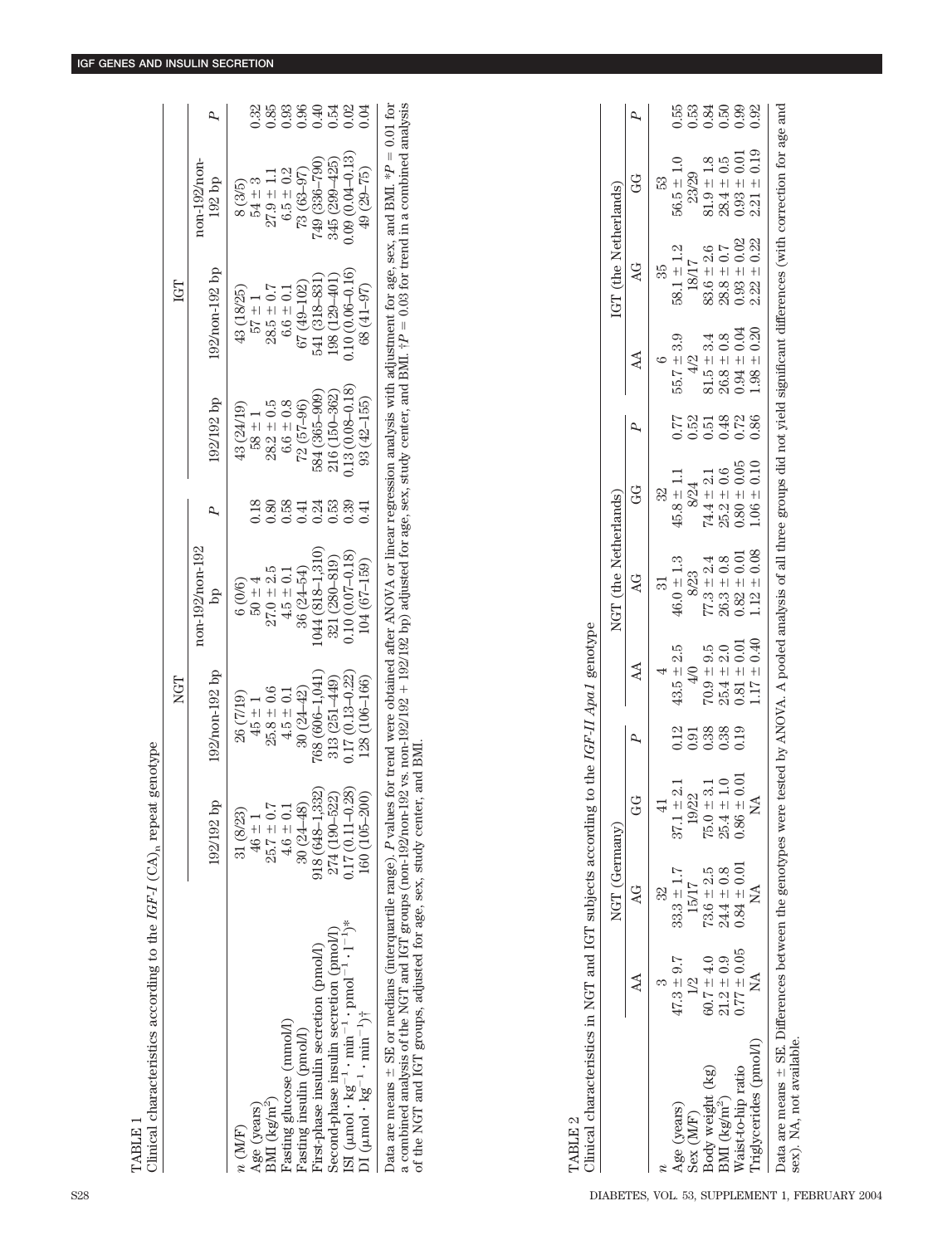TABLE 1

Clinical characteristics according to the *IGF-I* $(CA)_n$ repeat genotype

| | NGT | | | | IGT | | | |
|---|---|---|---|---|---|---|---|---|
| | 192/192 bp | 192/non-192 bp | non-192/non-192 bp | *P* | 192/192 bp | 192/non-192 bp | non-192/non-192 bp | *P* |
| *n* (M/F) | 31 (8/23) | 26 (7/19) | 6 (0/6) | | 43 (24/19) | 43 (18/25) | 8 (3/5) | |
| Age (years) | 46 ± 1 | 45 ± 1 | 50 ± 4 | 0.18 | 58 ± 1 | 57 ± 1 | 54 ± 3 | 0.32 |
| BMI ($kg/m^2$) | 25.7 ± 0.7 | 25.8 ± 0.6 | 27.0 ± 2.5 | 0.80 | 28.2 ± 0.5 | 28.5 ± 0.7 | 27.9 ± 1.1 | 0.85 |
| Fasting glucose (mmol/l) | 4.6 ± 0.1 | 4.5 ± 0.1 | 4.5 ± 0.1 | 0.58 | 6.6 ± 0.8 | 6.6 ± 0.1 | 6.5 ± 0.2 | 0.93 |
| Fasting insulin (pmol/l) | 30 (24–48) | 30 (24–42) | 36 (24–54) | 0.41 | 72 (57–96) | 67 (49–102) | 73 (63–97) | 0.96 |
| First-phase insulin secretion (pmol/l) | 918 (648–1,332) | 768 (606–1,041) | 1044 (818–1,310) | 0.24 | 584 (365–909) | 541 (318–831) | 749 (336–790) | 0.40 |
| Second-phase insulin secretion (pmol/l) | 274 (190–522) | 313 (251–449) | 321 (280–819) | 0.53 | 216 (150–362) | 198 (129–401) | 345 (299–425) | 0.54 |
| ISI ($\mu mol \cdot kg^{-1} \cdot min^{-1} \cdot pmol^{-1} \cdot l^{-1}$)* | 0.17 (0.11–0.28) | 0.17 (0.13–0.22) | 0.10 (0.07–0.18) | 0.39 | 0.13 (0.08–0.18) | 0.10 (0.06–0.16) | 0.09 (0.04–0.13) | 0.02 |
| DI ($\mu mol \cdot kg^{-1} \cdot min^{-1}$)† | 160 (105–200) | 128 (106–166) | 104 (67–159) | 0.41 | 93 (42–155) | 68 (41–97) | 49 (29–75) | 0.04 |

Data are means ± SE or medians (interquartile range). *P* values for trend were obtained after ANOVA or linear regression analysis with adjustment for age, sex, and BMI. \**P* = 0.01 for a combined analysis of the NGT and IGT groups (non-192/non-192 vs. non-192/192 + 192/192 bp) adjusted for age, sex, study center, and BMI. †*P* = 0.03 for trend in a combined analysis of the NGT and IGT groups, adjusted for age, sex, study center, and BMI.

TABLE 2

Clinical characteristics in NGT and IGT subjects according to the *IGF-II Apa1* genotype

| | NGT (Germany) | | | | NGT (the Netherlands) | | | | IGT (the Netherlands) | | | |
|---|---|---|---|---|---|---|---|---|---|---|---|---|
| | AA | AG | GG | *P* | AA | AG | GG | *P* | AA | AG | GG | *P* |
| *n* | 3 | 32 | 41 | | 4 | 31 | 32 | | 6 | 35 | 53 | |
| Age (years) | 47.3 ± 9.7 | 33.3 ± 1.7 | 37.1 ± 2.1 | 0.12 | 43.5 ± 2.5 | 46.0 ± 1.3 | 45.8 ± 1.1 | 0.77 | 55.7 ± 3.9 | 58.1 ± 1.2 | 56.5 ± 1.0 | 0.55 |
| Sex (M/F) | 1/2 | 15/17 | 19/22 | 0.91 | 4/0 | 8/23 | 8/24 | 0.52 | 4/2 | 18/17 | 23/29 | 0.53 |
| Body weight (kg) | 60.7 ± 4.0 | 73.6 ± 2.5 | 75.0 ± 3.1 | 0.38 | 70.9 ± 9.5 | 77.3 ± 2.4 | 74.4 ± 2.1 | 0.51 | 81.5 ± 3.4 | 83.6 ± 2.6 | 81.9 ± 1.8 | 0.84 |
| BMI ($kg/m^2$) | 21.2 ± 0.9 | 24.4 ± 0.8 | 25.4 ± 1.0 | 0.38 | 25.4 ± 2.0 | 26.3 ± 0.8 | 25.2 ± 0.6 | 0.48 | 26.8 ± 0.8 | 28.8 ± 0.7 | 28.4 ± 0.5 | 0.50 |
| Waist-to-hip ratio | 0.77 ± 0.05 | 0.84 ± 0.01 | 0.86 ± 0.01 | 0.19 | 0.81 ± 0.01 | 0.82 ± 0.01 | 0.80 ± 0.05 | 0.72 | 0.94 ± 0.04 | 0.93 ± 0.02 | 0.93 ± 0.01 | 0.99 |
| Triglycerides (pmol/l) | NA | NA | NA | | 1.17 ± 0.40 | 1.12 ± 0.08 | 1.06 ± 0.10 | 0.86 | 1.98 ± 0.20 | 2.22 ± 0.22 | 2.21 ± 0.19 | 0.92 |

Data are means ± SE. Differences between the genotypes were tested by ANOVA. A pooled analysis of all three groups did not yield significant differences (with correction for age and sex). NA, not available.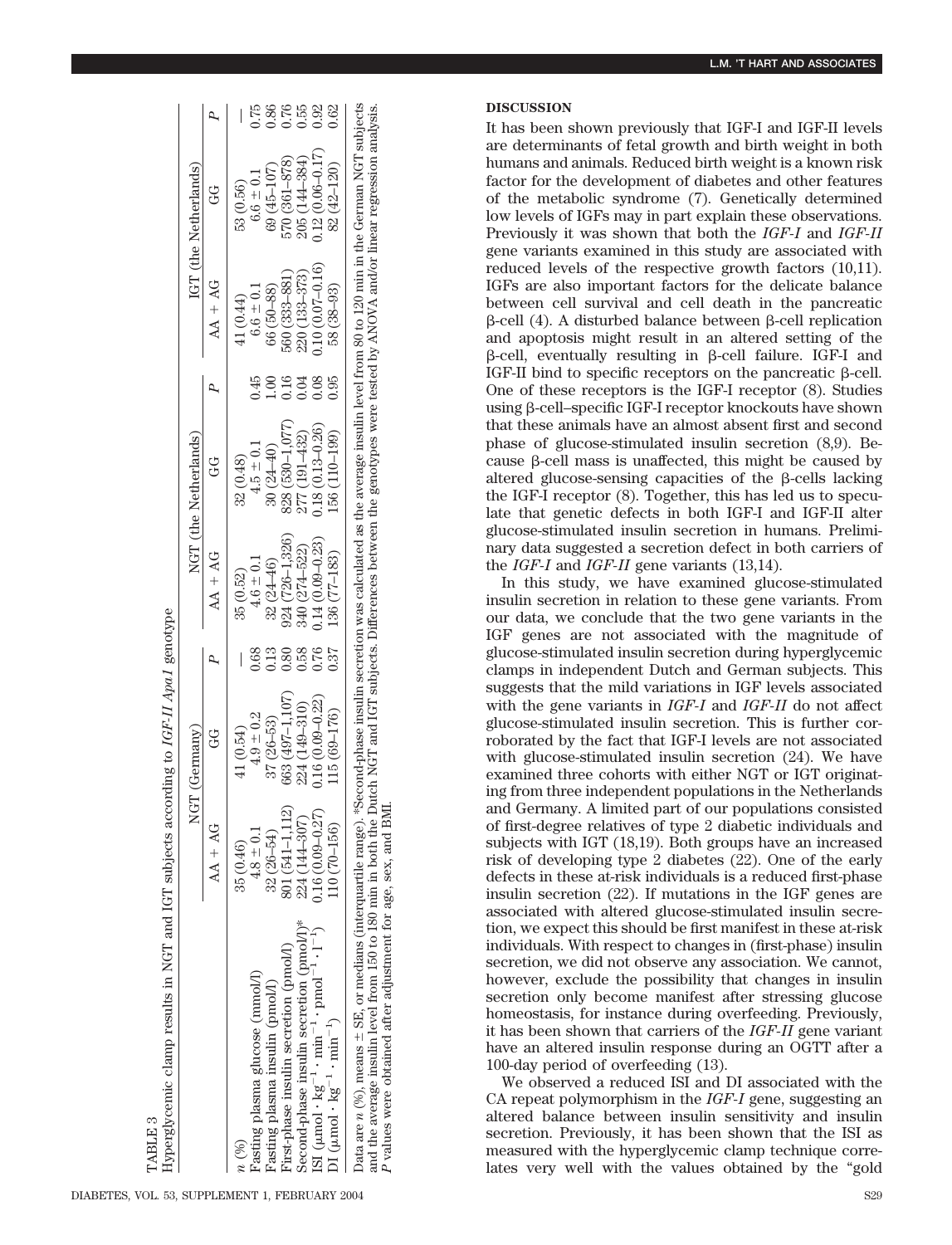TABLE 3

Hyperglycemic clamp results in NGT and IGT subjects according to *IGF-II ApaI* genotype

| | NGT (Germany) | | | NGT (the Netherlands) | | | IGT (the Netherlands) | | |
|---|---|---|---|---|---|---|---|---|---|
| | AA + AG | GG | *P* | AA + AG | GG | *P* | AA + AG | GG | *P* |
| *n* (%) | 35 (0.46) | 41 (0.54) | — | 35 (0.52) | 32 (0.48) | | 41 (0.44) | 53 (0.56) | — |
| Fasting plasma glucose (mmol/l) | 4.8 ± 0.1 | 4.9 ± 0.2 | 0.68 | 4.6 ± 0.1 | 4.5 ± 0.1 | 0.45 | 6.6 ± 0.1 | 6.6 ± 0.1 | 0.75 |
| Fasting plasma insulin (pmol/l) | 32 (26–54) | 37 (26–53) | 0.13 | 32 (24–46) | 30 (24–40) | 1.00 | 66 (50–88) | 69 (45–107) | 0.86 |
| First-phase insulin secretion (pmol/l) | 801 (541–1,112) | 663 (497–1,107) | 0.80 | 924 (726–1,326) | 828 (530–1,077) | 0.16 | 560 (333–881) | 570 (361–878) | 0.76 |
| Second-phase insulin secretion (pmol/l)* | 224 (144–307) | 224 (149–310) | 0.58 | 340 (274–522) | 277 (191–432) | 0.04 | 220 (133–373) | 205 (144–384) | 0.55 |
| ISI ($\mu mol \cdot kg^{-1} \cdot min^{-1} \cdot pmol^{-1} \cdot l^{-1}$) | 0.16 (0.09–0.27) | 0.16 (0.09–0.22) | 0.76 | 0.14 (0.09–0.23) | 0.18 (0.13–0.26) | 0.08 | 0.10 (0.07–0.16) | 0.12 (0.06–0.17) | 0.92 |
| DI ($\mu mol \cdot kg^{-1} \cdot min^{-1}$) | 110 (70–156) | 115 (69–176) | 0.37 | 136 (77–183) | 156 (110–199) | 0.95 | 58 (38–93) | 82 (42–120) | 0.62 |

Data are *n* (%), means ± SE, or medians (interquartile range). *Second-phase insulin secretion was calculated as the average insulin level from 80 to 120 min in the German NGT subjects and the average insulin level from 150 to 180 min in both the Dutch NGT and IGT subjects. Differences between the genotypes were tested by ANOVA and/or linear regression analysis. *P* values were obtained after adjustment for age, sex, and BMI.

## DISCUSSION

It has been shown previously that IGF-I and IGF-II levels are determinants of fetal growth and birth weight in both humans and animals. Reduced birth weight is a known risk factor for the development of diabetes and other features of the metabolic syndrome (7). Genetically determined low levels of IGFs may in part explain these observations. Previously it was shown that both the *IGF-I* and *IGF-II* gene variants examined in this study are associated with reduced levels of the respective growth factors (10,11). IGFs are also important factors for the delicate balance between cell survival and cell death in the pancreatic β-cell (4). A disturbed balance between β-cell replication and apoptosis might result in an altered setting of the β-cell, eventually resulting in β-cell failure. IGF-I and IGF-II bind to specific receptors on the pancreatic β-cell. One of these receptors is the IGF-I receptor (8). Studies using β-cell–specific IGF-I receptor knockouts have shown that these animals have an almost absent first and second phase of glucose-stimulated insulin secretion (8,9). Because β-cell mass is unaffected, this might be caused by altered glucose-sensing capacities of the β-cells lacking the IGF-I receptor (8). Together, this has led us to speculate that genetic defects in both IGF-I and IGF-II alter glucose-stimulated insulin secretion in humans. Preliminary data suggested a secretion defect in both carriers of the *IGF-I* and *IGF-II* gene variants (13,14).

In this study, we have examined glucose-stimulated insulin secretion in relation to these gene variants. From our data, we conclude that the two gene variants in the IGF genes are not associated with the magnitude of glucose-stimulated insulin secretion during hyperglycemic clamps in independent Dutch and German subjects. This suggests that the mild variations in IGF levels associated with the gene variants in *IGF-I* and *IGF-II* do not affect glucose-stimulated insulin secretion. This is further corroborated by the fact that IGF-I levels are not associated with glucose-stimulated insulin secretion (24). We have examined three cohorts with either NGT or IGT originating from three independent populations in the Netherlands and Germany. A limited part of our populations consisted of first-degree relatives of type 2 diabetic individuals and subjects with IGT (18,19). Both groups have an increased risk of developing type 2 diabetes (22). One of the early defects in these at-risk individuals is a reduced first-phase insulin secretion (22). If mutations in the IGF genes are associated with altered glucose-stimulated insulin secretion, we expect this should be first manifest in these at-risk individuals. With respect to changes in (first-phase) insulin secretion, we did not observe any association. We cannot, however, exclude the possibility that changes in insulin secretion only become manifest after stressing glucose homeostasis, for instance during overfeeding. Previously, it has been shown that carriers of the *IGF-II* gene variant have an altered insulin response during an OGTT after a 100-day period of overfeeding (13).

We observed a reduced ISI and DI associated with the CA repeat polymorphism in the *IGF-I* gene, suggesting an altered balance between insulin sensitivity and insulin secretion. Previously, it has been shown that the ISI as measured with the hyperglycemic clamp technique correlates very well with the values obtained by the "gold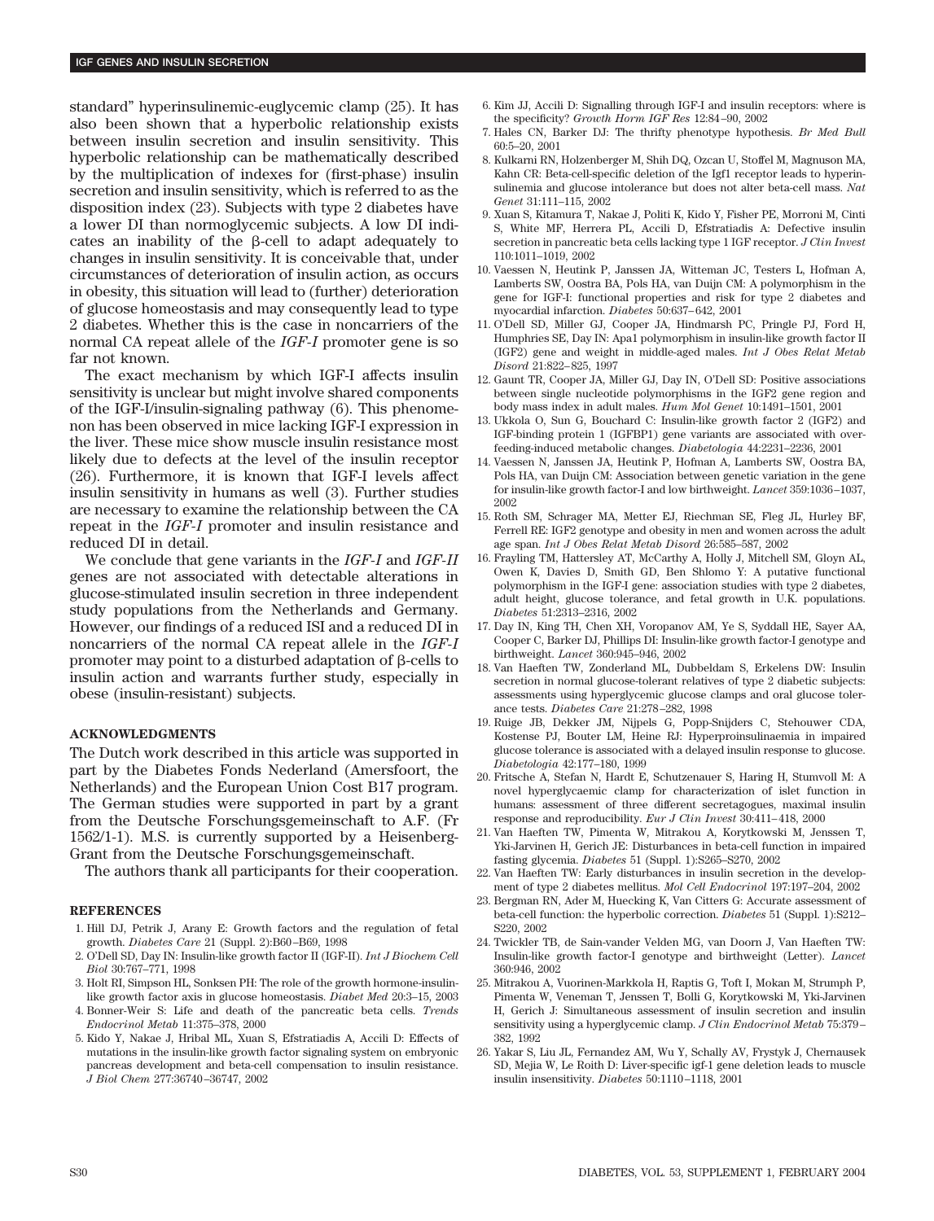standard" hyperinsulinemic-euglycemic clamp (25). It has also been shown that a hyperbolic relationship exists between insulin secretion and insulin sensitivity. This hyperbolic relationship can be mathematically described by the multiplication of indexes for (first-phase) insulin secretion and insulin sensitivity, which is referred to as the disposition index (23). Subjects with type 2 diabetes have a lower DI than normoglycemic subjects. A low DI indicates an inability of the β-cell to adapt adequately to changes in insulin sensitivity. It is conceivable that, under circumstances of deterioration of insulin action, as occurs in obesity, this situation will lead to (further) deterioration of glucose homeostasis and may consequently lead to type 2 diabetes. Whether this is the case in noncarriers of the normal CA repeat allele of the *IGF-I* promoter gene is so far not known.

The exact mechanism by which IGF-I affects insulin sensitivity is unclear but might involve shared components of the IGF-I/insulin-signaling pathway (6). This phenomenon has been observed in mice lacking IGF-I expression in the liver. These mice show muscle insulin resistance most likely due to defects at the level of the insulin receptor (26). Furthermore, it is known that IGF-I levels affect insulin sensitivity in humans as well (3). Further studies are necessary to examine the relationship between the CA repeat in the *IGF-I* promoter and insulin resistance and reduced DI in detail.

We conclude that gene variants in the *IGF-I* and *IGF-II* genes are not associated with detectable alterations in glucose-stimulated insulin secretion in three independent study populations from the Netherlands and Germany. However, our findings of a reduced ISI and a reduced DI in noncarriers of the normal CA repeat allele in the *IGF-I* promoter may point to a disturbed adaptation of β-cells to insulin action and warrants further study, especially in obese (insulin-resistant) subjects.

## ACKNOWLEDGMENTS

The Dutch work described in this article was supported in part by the Diabetes Fonds Nederland (Amersfoort, the Netherlands) and the European Union Cost B17 program. The German studies were supported in part by a grant from the Deutsche Forschungsgemeinschaft to A.F. (Fr 1562/1-1). M.S. is currently supported by a Heisenberg-Grant from the Deutsche Forschungsgemeinschaft.

The authors thank all participants for their cooperation.

## REFERENCES

1. Hill DJ, Petrik J, Arany E: Growth factors and the regulation of fetal growth. *Diabetes Care* 21 (Suppl. 2):B60–B69, 1998
2. O'Dell SD, Day IN: Insulin-like growth factor II (IGF-II). *Int J Biochem Cell Biol* 30:767–771, 1998
3. Holt RI, Simpson HL, Sonksen PH: The role of the growth hormone-insulin-like growth factor axis in glucose homeostasis. *Diabet Med* 20:3–15, 2003
4. Bonner-Weir S: Life and death of the pancreatic beta cells. *Trends Endocrinol Metab* 11:375–378, 2000
5. Kido Y, Nakae J, Hribal ML, Xuan S, Efstratiadis A, Accili D: Effects of mutations in the insulin-like growth factor signaling system on embryonic pancreas development and beta-cell compensation to insulin resistance. *J Biol Chem* 277:36740–36747, 2002
6. Kim JJ, Accili D: Signalling through IGF-I and insulin receptors: where is the specificity? *Growth Horm IGF Res* 12:84–90, 2002
7. Hales CN, Barker DJ: The thrifty phenotype hypothesis. *Br Med Bull* 60:5–20, 2001
8. Kulkarni RN, Holzenberger M, Shih DQ, Ozcan U, Stoffel M, Magnuson MA, Kahn CR: Beta-cell-specific deletion of the Igf1 receptor leads to hyperinsulinemia and glucose intolerance but does not alter beta-cell mass. *Nat Genet* 31:111–115, 2002
9. Xuan S, Kitamura T, Nakae J, Politi K, Kido Y, Fisher PE, Morroni M, Cinti S, White MF, Herrera PL, Accili D, Efstratiadis A: Defective insulin secretion in pancreatic beta cells lacking type 1 IGF receptor. *J Clin Invest* 110:1011–1019, 2002
10. Vaessen N, Heutink P, Janssen JA, Witteman JC, Testers L, Hofman A, Lamberts SW, Oostra BA, Pols HA, van Duijn CM: A polymorphism in the gene for IGF-I: functional properties and risk for type 2 diabetes and myocardial infarction. *Diabetes* 50:637–642, 2001
11. O'Dell SD, Miller GJ, Cooper JA, Hindmarsh PC, Pringle PJ, Ford H, Humphries SE, Day IN: Apa1 polymorphism in insulin-like growth factor II (IGF2) gene and weight in middle-aged males. *Int J Obes Relat Metab Disord* 21:822–825, 1997
12. Gaunt TR, Cooper JA, Miller GJ, Day IN, O'Dell SD: Positive associations between single nucleotide polymorphisms in the IGF2 gene region and body mass index in adult males. *Hum Mol Genet* 10:1491–1501, 2001
13. Ukkola O, Sun G, Bouchard C: Insulin-like growth factor 2 (IGF2) and IGF-binding protein 1 (IGFBP1) gene variants are associated with overfeeding-induced metabolic changes. *Diabetologia* 44:2231–2236, 2001
14. Vaessen N, Janssen JA, Heutink P, Hofman A, Lamberts SW, Oostra BA, Pols HA, van Duijn CM: Association between genetic variation in the gene for insulin-like growth factor-I and low birthweight. *Lancet* 359:1036–1037, 2002
15. Roth SM, Schrager MA, Metter EJ, Riechman SE, Fleg JL, Hurley BF, Ferrell RE: IGF2 genotype and obesity in men and women across the adult age span. *Int J Obes Relat Metab Disord* 26:585–587, 2002
16. Frayling TM, Hattersley AT, McCarthy A, Holly J, Mitchell SM, Gloyn AL, Owen K, Davies D, Smith GD, Ben Shlomo Y: A putative functional polymorphism in the IGF-I gene: association studies with type 2 diabetes, adult height, glucose tolerance, and fetal growth in U.K. populations. *Diabetes* 51:2313–2316, 2002
17. Day IN, King TH, Chen XH, Voropanov AM, Ye S, Syddall HE, Sayer AA, Cooper C, Barker DJ, Phillips DI: Insulin-like growth factor-I genotype and birthweight. *Lancet* 360:945–946, 2002
18. Van Haeften TW, Zonderland ML, Dubbeldam S, Erkelens DW: Insulin secretion in normal glucose-tolerant relatives of type 2 diabetic subjects: assessments using hyperglycemic glucose clamps and oral glucose tolerance tests. *Diabetes Care* 21:278–282, 1998
19. Ruige JB, Dekker JM, Nijpels G, Popp-Snijders C, Stehouwer CDA, Kostense PJ, Bouter LM, Heine RJ: Hyperproinsulinaemia in impaired glucose tolerance is associated with a delayed insulin response to glucose. *Diabetologia* 42:177–180, 1999
20. Fritsche A, Stefan N, Hardt E, Schutzenauer S, Haring H, Stumvoll M: A novel hyperglycaemic clamp for characterization of islet function in humans: assessment of three different secretagogues, maximal insulin response and reproducibility. *Eur J Clin Invest* 30:411–418, 2000
21. Van Haeften TW, Pimenta W, Mitrakou A, Korytkowski M, Jenssen T, Yki-Jarvinen H, Gerich JE: Disturbances in beta-cell function in impaired fasting glycemia. *Diabetes* 51 (Suppl. 1):S265–S270, 2002
22. Van Haeften TW: Early disturbances in insulin secretion in the development of type 2 diabetes mellitus. *Mol Cell Endocrinol* 197:197–204, 2002
23. Bergman RN, Ader M, Huecking K, Van Citters G: Accurate assessment of beta-cell function: the hyperbolic correction. *Diabetes* 51 (Suppl. 1):S212–S220, 2002
24. Twickler TB, de Sain-vander Velden MG, van Doorn J, Van Haeften TW: Insulin-like growth factor-I genotype and birthweight (Letter). *Lancet* 360:946, 2002
25. Mitrakou A, Vuorinen-Markkola H, Raptis G, Toft I, Mokan M, Strumph P, Pimenta W, Veneman T, Jenssen T, Bolli G, Korytkowski M, Yki-Jarvinen H, Gerich J: Simultaneous assessment of insulin secretion and insulin sensitivity using a hyperglycemic clamp. *J Clin Endocrinol Metab* 75:379–382, 1992
26. Yakar S, Liu JL, Fernandez AM, Wu Y, Schally AV, Frystyk J, Chernausek SD, Mejia W, Le Roith D: Liver-specific igf-1 gene deletion leads to muscle insulin insensitivity. *Diabetes* 50:1110–1118, 2001